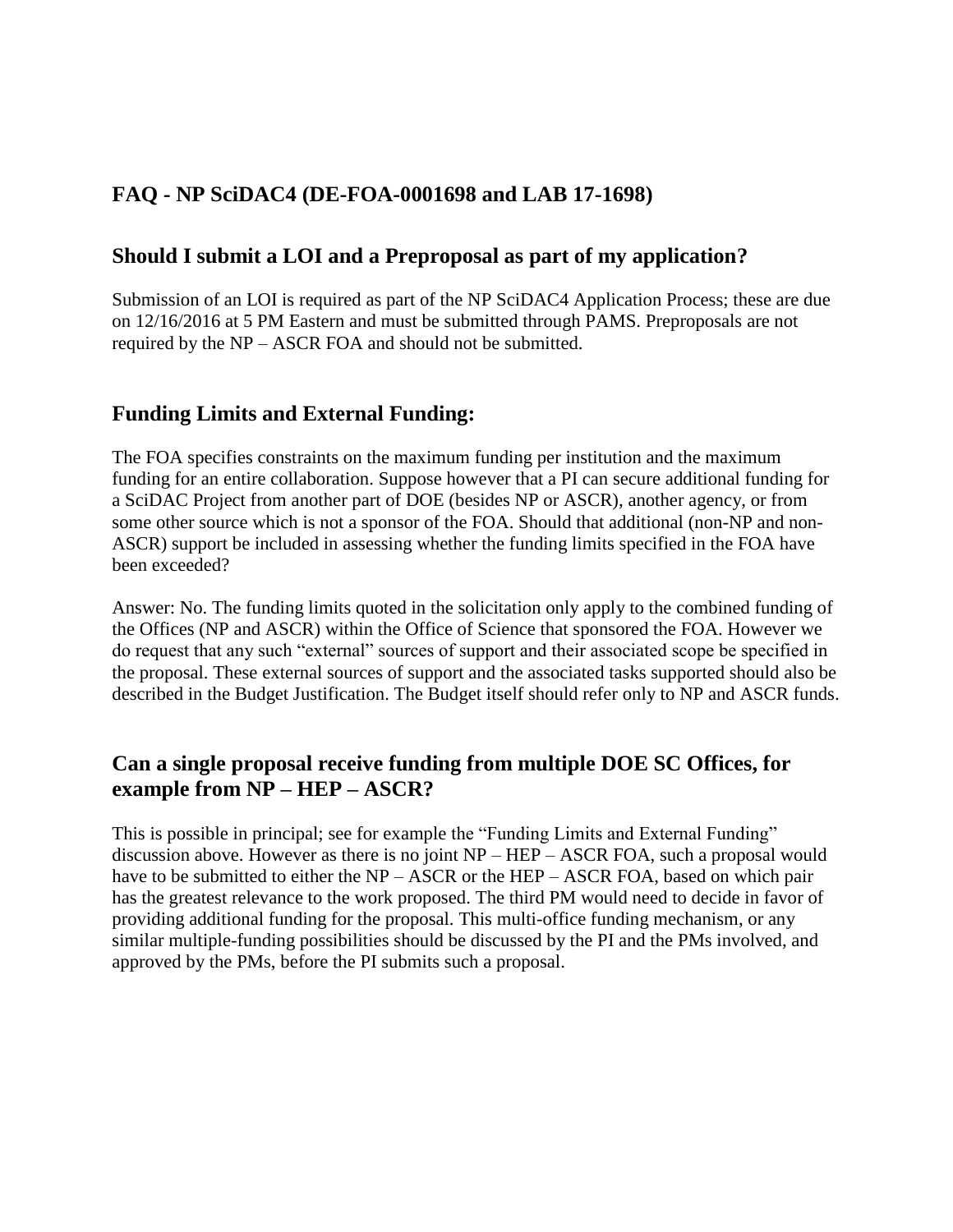# FAQ - NP SciDAC4 (DE-FOA-0001698 and LAB 17-1698)

## Should I submit a LOI and a Preproposal as part of my application?

Submission of an LOI is required as part of the NP SciDAC4 Application Process; these are due on 12/16/2016 at 5 PM Eastern and must be submitted through PAMS. Preproposals are not required by the NP – ASCR FOA and should not be submitted.

## Funding Limits and External Funding:

The FOA specifies constraints on the maximum funding per institution and the maximum funding for an entire collaboration. Suppose however that a PI can secure additional funding for a SciDAC Project from another part of DOE (besides NP or ASCR), another agency, or from some other source which is not a sponsor of the FOA. Should that additional (non-NP and non-ASCR) support be included in assessing whether the funding limits specified in the FOA have been exceeded?

Answer: No. The funding limits quoted in the solicitation only apply to the combined funding of the Offices (NP and ASCR) within the Office of Science that sponsored the FOA. However we do request that any such "external" sources of support and their associated scope be specified in the proposal. These external sources of support and the associated tasks supported should also be described in the Budget Justification. The Budget itself should refer only to NP and ASCR funds.

## Can a single proposal receive funding from multiple DOE SC Offices, for example from NP – HEP – ASCR?

This is possible in principal; see for example the "Funding Limits and External Funding" discussion above. However as there is no joint NP – HEP – ASCR FOA, such a proposal would have to be submitted to either the NP – ASCR or the HEP – ASCR FOA, based on which pair has the greatest relevance to the work proposed. The third PM would need to decide in favor of providing additional funding for the proposal. This multi-office funding mechanism, or any similar multiple-funding possibilities should be discussed by the PI and the PMs involved, and approved by the PMs, before the PI submits such a proposal.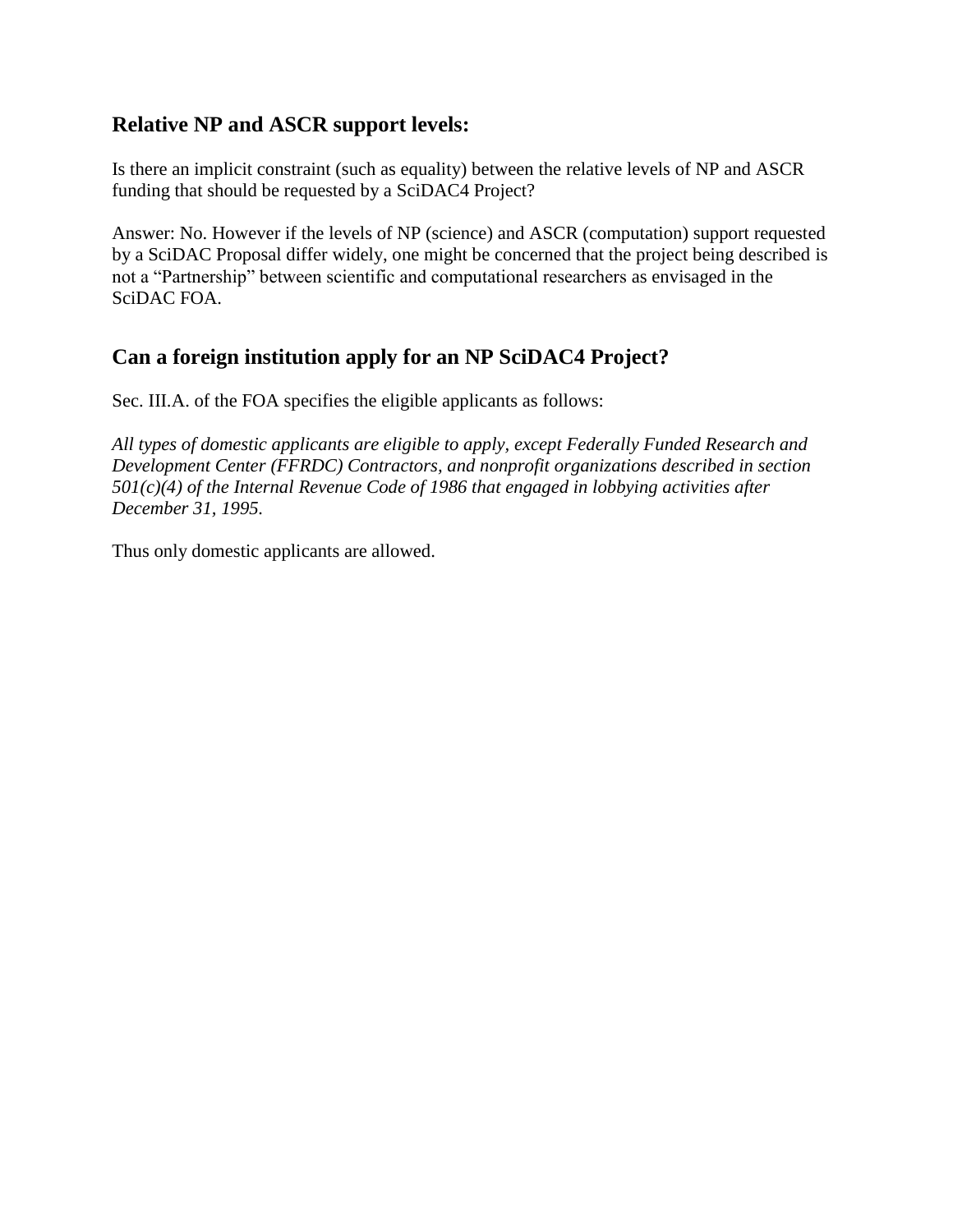## Relative NP and ASCR support levels:

Is there an implicit constraint (such as equality) between the relative levels of NP and ASCR funding that should be requested by a SciDAC4 Project?

Answer: No. However if the levels of NP (science) and ASCR (computation) support requested by a SciDAC Proposal differ widely, one might be concerned that the project being described is not a "Partnership" between scientific and computational researchers as envisaged in the SciDAC FOA.

## Can a foreign institution apply for an NP SciDAC4 Project?

Sec. III.A. of the FOA specifies the eligible applicants as follows:

*All types of domestic applicants are eligible to apply, except Federally Funded Research and Development Center (FFRDC) Contractors, and nonprofit organizations described in section 501(c)(4) of the Internal Revenue Code of 1986 that engaged in lobbying activities after December 31, 1995.*

Thus only domestic applicants are allowed.